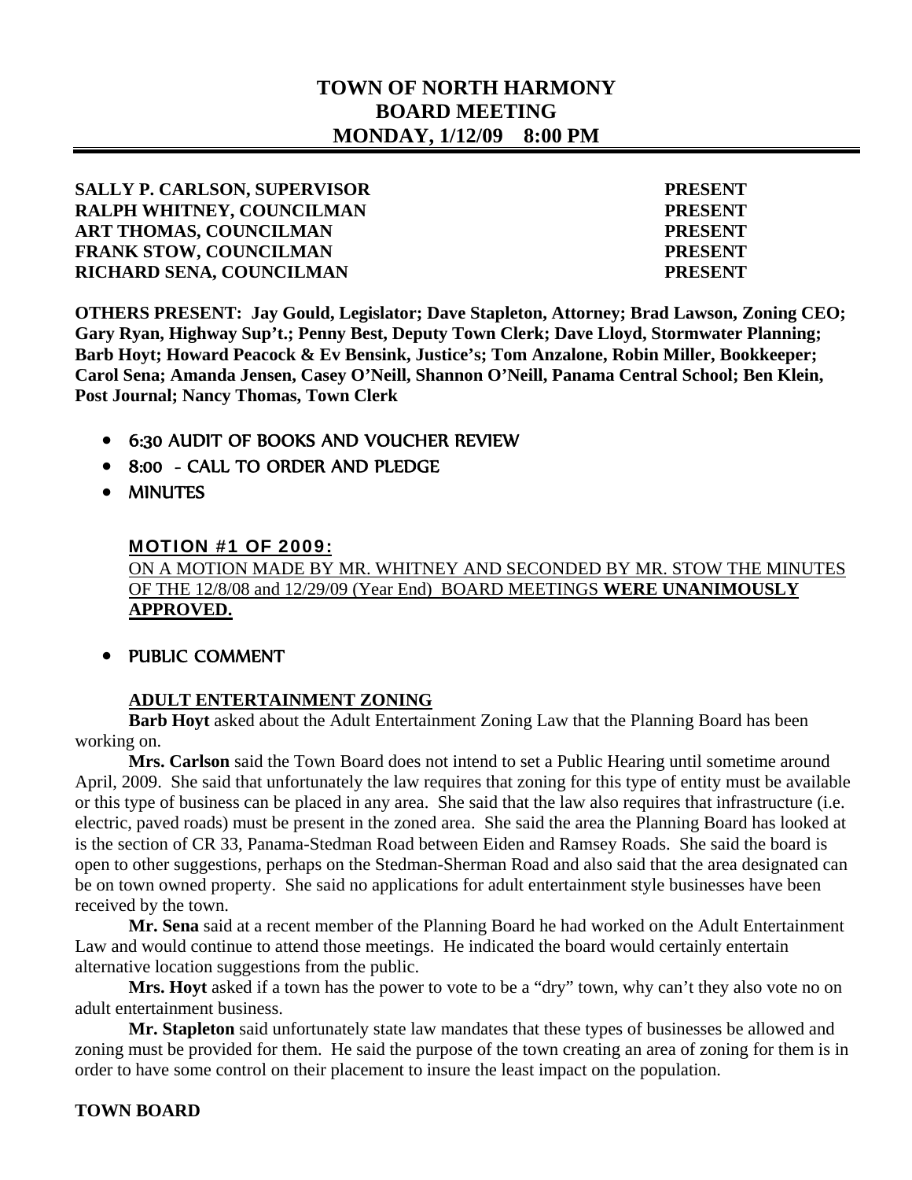# TOWN OF NORTH HARMONY
# BOARD MEETING
# MONDAY, 1/12/09 8:00 PM

| | |
|---|---|
| **SALLY P. CARLSON, SUPERVISOR** | **PRESENT** |
| **RALPH WHITNEY, COUNCILMAN** | **PRESENT** |
| **ART THOMAS, COUNCILMAN** | **PRESENT** |
| **FRANK STOW, COUNCILMAN** | **PRESENT** |
| **RICHARD SENA, COUNCILMAN** | **PRESENT** |

**OTHERS PRESENT: Jay Gould, Legislator; Dave Stapleton, Attorney; Brad Lawson, Zoning CEO; Gary Ryan, Highway Sup't.; Penny Best, Deputy Town Clerk; Dave Lloyd, Stormwater Planning; Barb Hoyt; Howard Peacock & Ev Bensink, Justice's; Tom Anzalone, Robin Miller, Bookkeeper; Carol Sena; Amanda Jensen, Casey O'Neill, Shannon O'Neill, Panama Central School; Ben Klein, Post Journal; Nancy Thomas, Town Clerk**

- 6:30 AUDIT OF BOOKS AND VOUCHER REVIEW
- 8:00 - CALL TO ORDER AND PLEDGE
- MINUTES

**MOTION #1 OF 2009:**
ON A MOTION MADE BY MR. WHITNEY AND SECONDED BY MR. STOW THE MINUTES OF THE 12/8/08 and 12/29/09 (Year End) BOARD MEETINGS **WERE UNANIMOUSLY APPROVED.**

- PUBLIC COMMENT

**ADULT ENTERTAINMENT ZONING**

**Barb Hoyt** asked about the Adult Entertainment Zoning Law that the Planning Board has been working on.

**Mrs. Carlson** said the Town Board does not intend to set a Public Hearing until sometime around April, 2009. She said that unfortunately the law requires that zoning for this type of entity must be available or this type of business can be placed in any area. She said that the law also requires that infrastructure (i.e. electric, paved roads) must be present in the zoned area. She said the area the Planning Board has looked at is the section of CR 33, Panama-Stedman Road between Eiden and Ramsey Roads. She said the board is open to other suggestions, perhaps on the Stedman-Sherman Road and also said that the area designated can be on town owned property. She said no applications for adult entertainment style businesses have been received by the town.

**Mr. Sena** said at a recent member of the Planning Board he had worked on the Adult Entertainment Law and would continue to attend those meetings. He indicated the board would certainly entertain alternative location suggestions from the public.

**Mrs. Hoyt** asked if a town has the power to vote to be a "dry" town, why can't they also vote no on adult entertainment business.

**Mr. Stapleton** said unfortunately state law mandates that these types of businesses be allowed and zoning must be provided for them. He said the purpose of the town creating an area of zoning for them is in order to have some control on their placement to insure the least impact on the population.

**TOWN BOARD**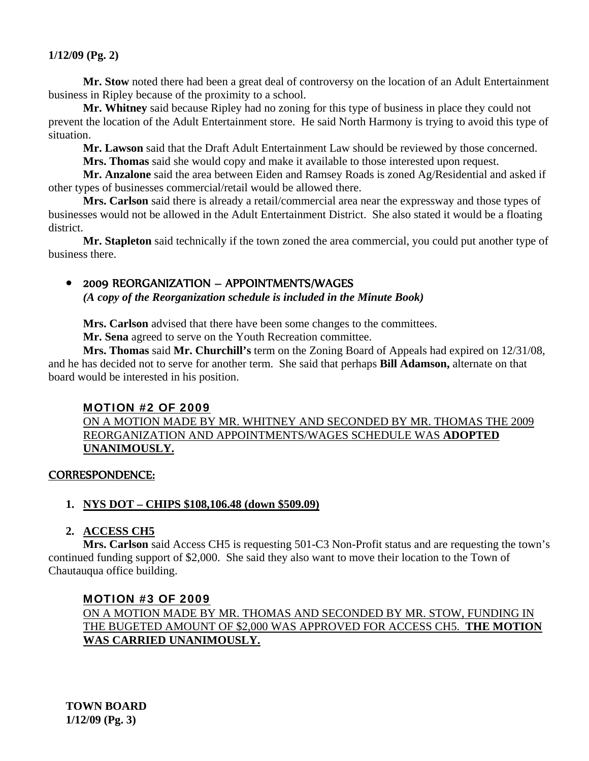**Mr. Stow** noted there had been a great deal of controversy on the location of an Adult Entertainment business in Ripley because of the proximity to a school.

**Mr. Whitney** said because Ripley had no zoning for this type of business in place they could not prevent the location of the Adult Entertainment store. He said North Harmony is trying to avoid this type of situation.

**Mr. Lawson** said that the Draft Adult Entertainment Law should be reviewed by those concerned.

**Mrs. Thomas** said she would copy and make it available to those interested upon request.

**Mr. Anzalone** said the area between Eiden and Ramsey Roads is zoned Ag/Residential and asked if other types of businesses commercial/retail would be allowed there.

**Mrs. Carlson** said there is already a retail/commercial area near the expressway and those types of businesses would not be allowed in the Adult Entertainment District. She also stated it would be a floating district.

**Mr. Stapleton** said technically if the town zoned the area commercial, you could put another type of business there.

- 2009 REORGANIZATION – APPOINTMENTS/WAGES
  ***(A copy of the Reorganization schedule is included in the Minute Book)***

**Mrs. Carlson** advised that there have been some changes to the committees.

**Mr. Sena** agreed to serve on the Youth Recreation committee.

**Mrs. Thomas** said **Mr. Churchill's** term on the Zoning Board of Appeals had expired on 12/31/08, and he has decided not to serve for another term. She said that perhaps **Bill Adamson,** alternate on that board would be interested in his position.

**MOTION #2 OF 2009**

ON A MOTION MADE BY MR. WHITNEY AND SECONDED BY MR. THOMAS THE 2009 REORGANIZATION AND APPOINTMENTS/WAGES SCHEDULE WAS **ADOPTED UNANIMOUSLY.**

## CORRESPONDENCE:

1. **NYS DOT – CHIPS $108,106.48 (down $509.09)**

2. **ACCESS CH5**

**Mrs. Carlson** said Access CH5 is requesting 501-C3 Non-Profit status and are requesting the town's continued funding support of $2,000. She said they also want to move their location to the Town of Chautauqua office building.

**MOTION #3 OF 2009**

ON A MOTION MADE BY MR. THOMAS AND SECONDED BY MR. STOW, FUNDING IN THE BUGETED AMOUNT OF $2,000 WAS APPROVED FOR ACCESS CH5. **THE MOTION WAS CARRIED UNANIMOUSLY.**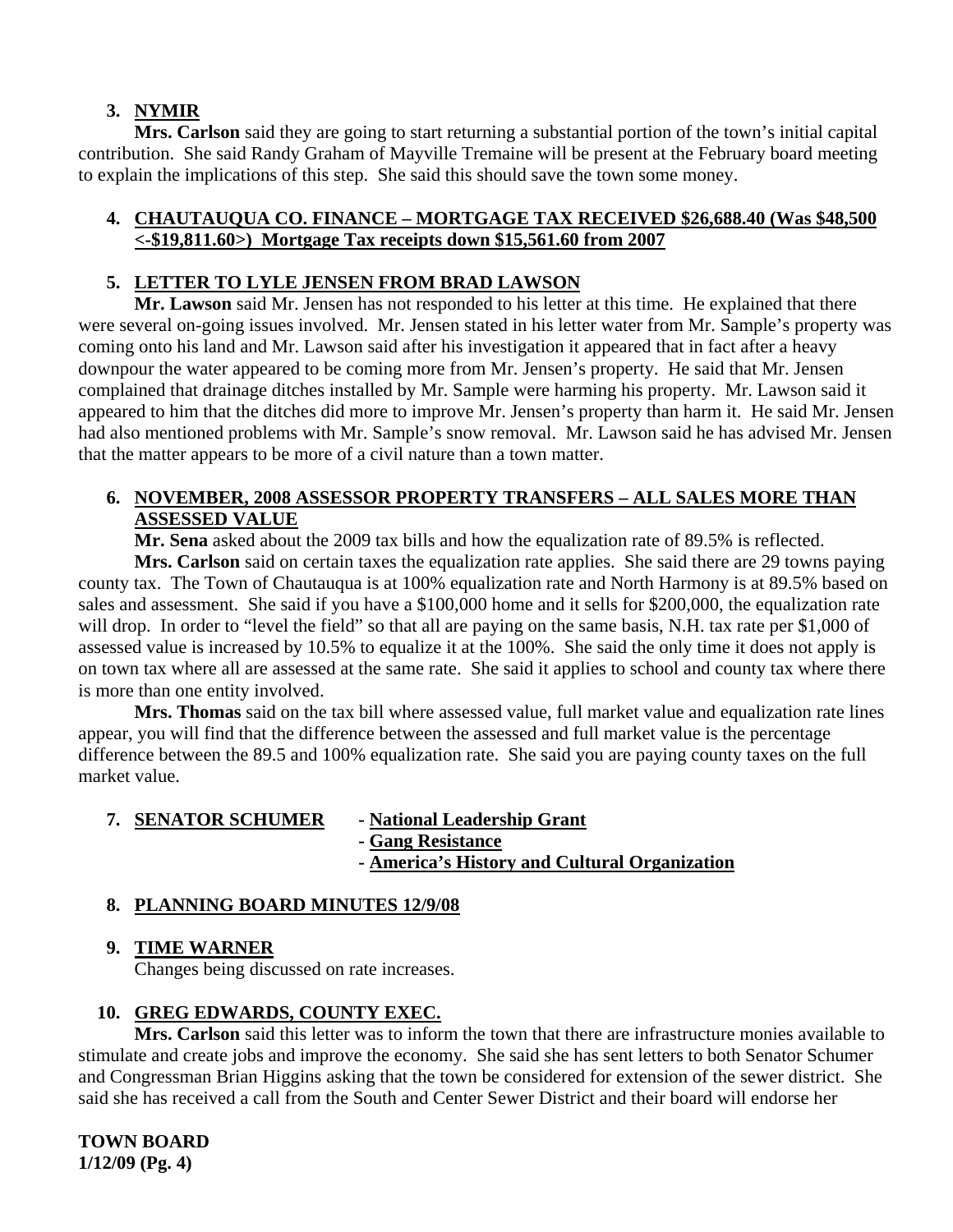3. **NYMIR**

**Mrs. Carlson** said they are going to start returning a substantial portion of the town's initial capital contribution. She said Randy Graham of Mayville Tremaine will be present at the February board meeting to explain the implications of this step. She said this should save the town some money.

4. **CHAUTAUQUA CO. FINANCE – MORTGAGE TAX RECEIVED $26,688.40 (Was $48,500 <-$19,811.60>) Mortgage Tax receipts down $15,561.60 from 2007**

5. **LETTER TO LYLE JENSEN FROM BRAD LAWSON**

**Mr. Lawson** said Mr. Jensen has not responded to his letter at this time. He explained that there were several on-going issues involved. Mr. Jensen stated in his letter water from Mr. Sample's property was coming onto his land and Mr. Lawson said after his investigation it appeared that in fact after a heavy downpour the water appeared to be coming more from Mr. Jensen's property. He said that Mr. Jensen complained that drainage ditches installed by Mr. Sample were harming his property. Mr. Lawson said it appeared to him that the ditches did more to improve Mr. Jensen's property than harm it. He said Mr. Jensen had also mentioned problems with Mr. Sample's snow removal. Mr. Lawson said he has advised Mr. Jensen that the matter appears to be more of a civil nature than a town matter.

6. **NOVEMBER, 2008 ASSESSOR PROPERTY TRANSFERS – ALL SALES MORE THAN ASSESSED VALUE**

**Mr. Sena** asked about the 2009 tax bills and how the equalization rate of 89.5% is reflected.

**Mrs. Carlson** said on certain taxes the equalization rate applies. She said there are 29 towns paying county tax. The Town of Chautauqua is at 100% equalization rate and North Harmony is at 89.5% based on sales and assessment. She said if you have a $100,000 home and it sells for $200,000, the equalization rate will drop. In order to "level the field" so that all are paying on the same basis, N.H. tax rate per $1,000 of assessed value is increased by 10.5% to equalize it at the 100%. She said the only time it does not apply is on town tax where all are assessed at the same rate. She said it applies to school and county tax where there is more than one entity involved.

**Mrs. Thomas** said on the tax bill where assessed value, full market value and equalization rate lines appear, you will find that the difference between the assessed and full market value is the percentage difference between the 89.5 and 100% equalization rate. She said you are paying county taxes on the full market value.

7. **SENATOR SCHUMER** - **National Leadership Grant**
   - **Gang Resistance**
   - **America's History and Cultural Organization**

8. **PLANNING BOARD MINUTES 12/9/08**

9. **TIME WARNER**

Changes being discussed on rate increases.

10. **GREG EDWARDS, COUNTY EXEC.**

**Mrs. Carlson** said this letter was to inform the town that there are infrastructure monies available to stimulate and create jobs and improve the economy. She said she has sent letters to both Senator Schumer and Congressman Brian Higgins asking that the town be considered for extension of the sewer district. She said she has received a call from the South and Center Sewer District and their board will endorse her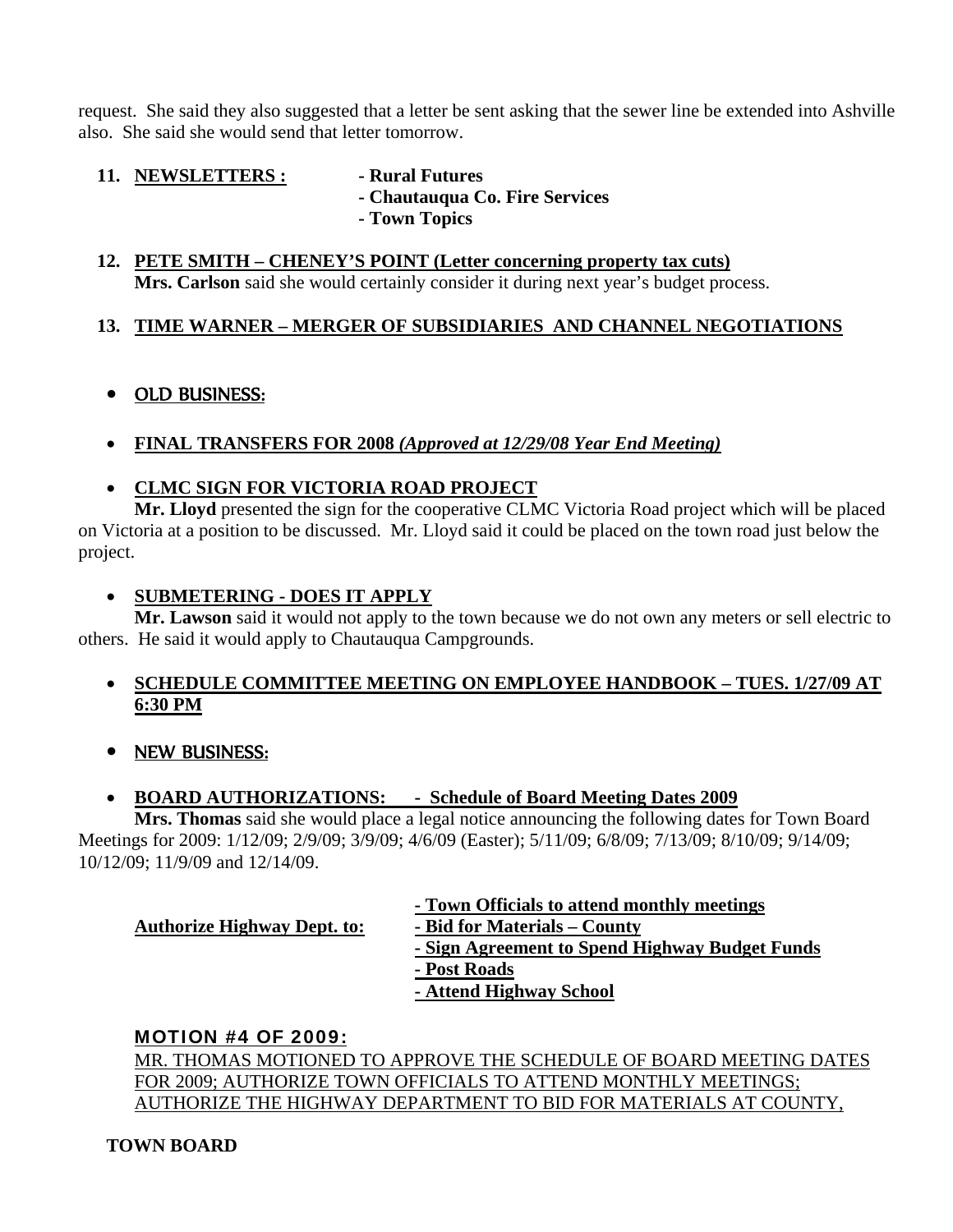request. She said they also suggested that a letter be sent asking that the sewer line be extended into Ashville also. She said she would send that letter tomorrow.

11. **NEWSLETTERS :** **- Rural Futures**
    **- Chautauqua Co. Fire Services**
    **- Town Topics**

12. **PETE SMITH – CHENEY'S POINT (Letter concerning property tax cuts)**
    **Mrs. Carlson** said she would certainly consider it during next year's budget process.

13. **TIME WARNER – MERGER OF SUBSIDIARIES AND CHANNEL NEGOTIATIONS**

- **OLD BUSINESS:**

- **FINAL TRANSFERS FOR 2008** ***(Approved at 12/29/08 Year End Meeting)***

- **CLMC SIGN FOR VICTORIA ROAD PROJECT**

**Mr. Lloyd** presented the sign for the cooperative CLMC Victoria Road project which will be placed on Victoria at a position to be discussed. Mr. Lloyd said it could be placed on the town road just below the project.

- **SUBMETERING - DOES IT APPLY**

**Mr. Lawson** said it would not apply to the town because we do not own any meters or sell electric to others. He said it would apply to Chautauqua Campgrounds.

- **SCHEDULE COMMITTEE MEETING ON EMPLOYEE HANDBOOK – TUES. 1/27/09 AT 6:30 PM**

- **NEW BUSINESS:**

- **BOARD AUTHORIZATIONS: - Schedule of Board Meeting Dates 2009**

**Mrs. Thomas** said she would place a legal notice announcing the following dates for Town Board Meetings for 2009: 1/12/09; 2/9/09; 3/9/09; 4/6/09 (Easter); 5/11/09; 6/8/09; 7/13/09; 8/10/09; 9/14/09; 10/12/09; 11/9/09 and 12/14/09.

**- Town Officials to attend monthly meetings**

**Authorize Highway Dept. to:**
**- Bid for Materials – County**
**- Sign Agreement to Spend Highway Budget Funds**
**- Post Roads**
**- Attend Highway School**

**MOTION #4 OF 2009:**

MR. THOMAS MOTIONED TO APPROVE THE SCHEDULE OF BOARD MEETING DATES FOR 2009; AUTHORIZE TOWN OFFICIALS TO ATTEND MONTHLY MEETINGS; AUTHORIZE THE HIGHWAY DEPARTMENT TO BID FOR MATERIALS AT COUNTY,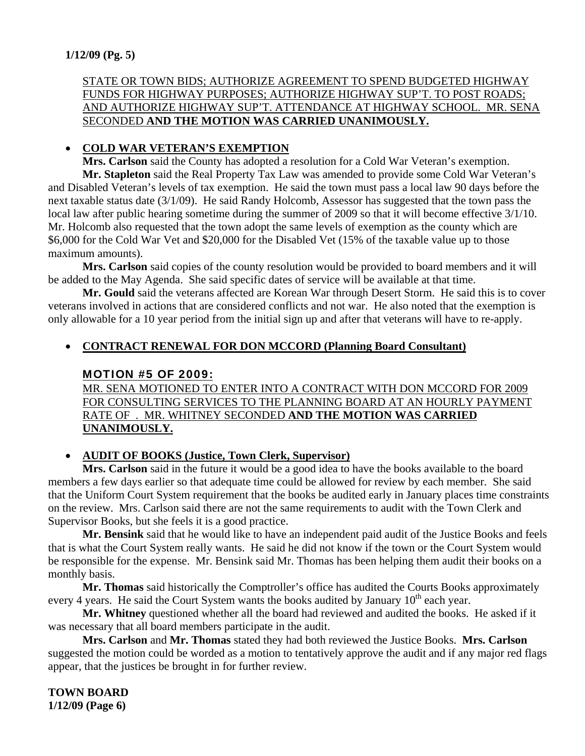STATE OR TOWN BIDS; AUTHORIZE AGREEMENT TO SPEND BUDGETED HIGHWAY FUNDS FOR HIGHWAY PURPOSES; AUTHORIZE HIGHWAY SUP'T. TO POST ROADS; AND AUTHORIZE HIGHWAY SUP'T. ATTENDANCE AT HIGHWAY SCHOOL. MR. SENA SECONDED **AND THE MOTION WAS CARRIED UNANIMOUSLY.**

- **COLD WAR VETERAN'S EXEMPTION**

**Mrs. Carlson** said the County has adopted a resolution for a Cold War Veteran's exemption.

**Mr. Stapleton** said the Real Property Tax Law was amended to provide some Cold War Veteran's and Disabled Veteran's levels of tax exemption. He said the town must pass a local law 90 days before the next taxable status date (3/1/09). He said Randy Holcomb, Assessor has suggested that the town pass the local law after public hearing sometime during the summer of 2009 so that it will become effective 3/1/10. Mr. Holcomb also requested that the town adopt the same levels of exemption as the county which are $6,000 for the Cold War Vet and $20,000 for the Disabled Vet (15% of the taxable value up to those maximum amounts).

**Mrs. Carlson** said copies of the county resolution would be provided to board members and it will be added to the May Agenda. She said specific dates of service will be available at that time.

**Mr. Gould** said the veterans affected are Korean War through Desert Storm. He said this is to cover veterans involved in actions that are considered conflicts and not war. He also noted that the exemption is only allowable for a 10 year period from the initial sign up and after that veterans will have to re-apply.

- **CONTRACT RENEWAL FOR DON MCCORD (Planning Board Consultant)**

### MOTION #5 OF 2009:

MR. SENA MOTIONED TO ENTER INTO A CONTRACT WITH DON MCCORD FOR 2009 FOR CONSULTING SERVICES TO THE PLANNING BOARD AT AN HOURLY PAYMENT RATE OF . MR. WHITNEY SECONDED **AND THE MOTION WAS CARRIED UNANIMOUSLY.**

- **AUDIT OF BOOKS (Justice, Town Clerk, Supervisor)**

**Mrs. Carlson** said in the future it would be a good idea to have the books available to the board members a few days earlier so that adequate time could be allowed for review by each member. She said that the Uniform Court System requirement that the books be audited early in January places time constraints on the review. Mrs. Carlson said there are not the same requirements to audit with the Town Clerk and Supervisor Books, but she feels it is a good practice.

**Mr. Bensink** said that he would like to have an independent paid audit of the Justice Books and feels that is what the Court System really wants. He said he did not know if the town or the Court System would be responsible for the expense. Mr. Bensink said Mr. Thomas has been helping them audit their books on a monthly basis.

**Mr. Thomas** said historically the Comptroller's office has audited the Courts Books approximately every 4 years. He said the Court System wants the books audited by January 10th each year.

**Mr. Whitney** questioned whether all the board had reviewed and audited the books. He asked if it was necessary that all board members participate in the audit.

**Mrs. Carlson** and **Mr. Thomas** stated they had both reviewed the Justice Books. **Mrs. Carlson** suggested the motion could be worded as a motion to tentatively approve the audit and if any major red flags appear, that the justices be brought in for further review.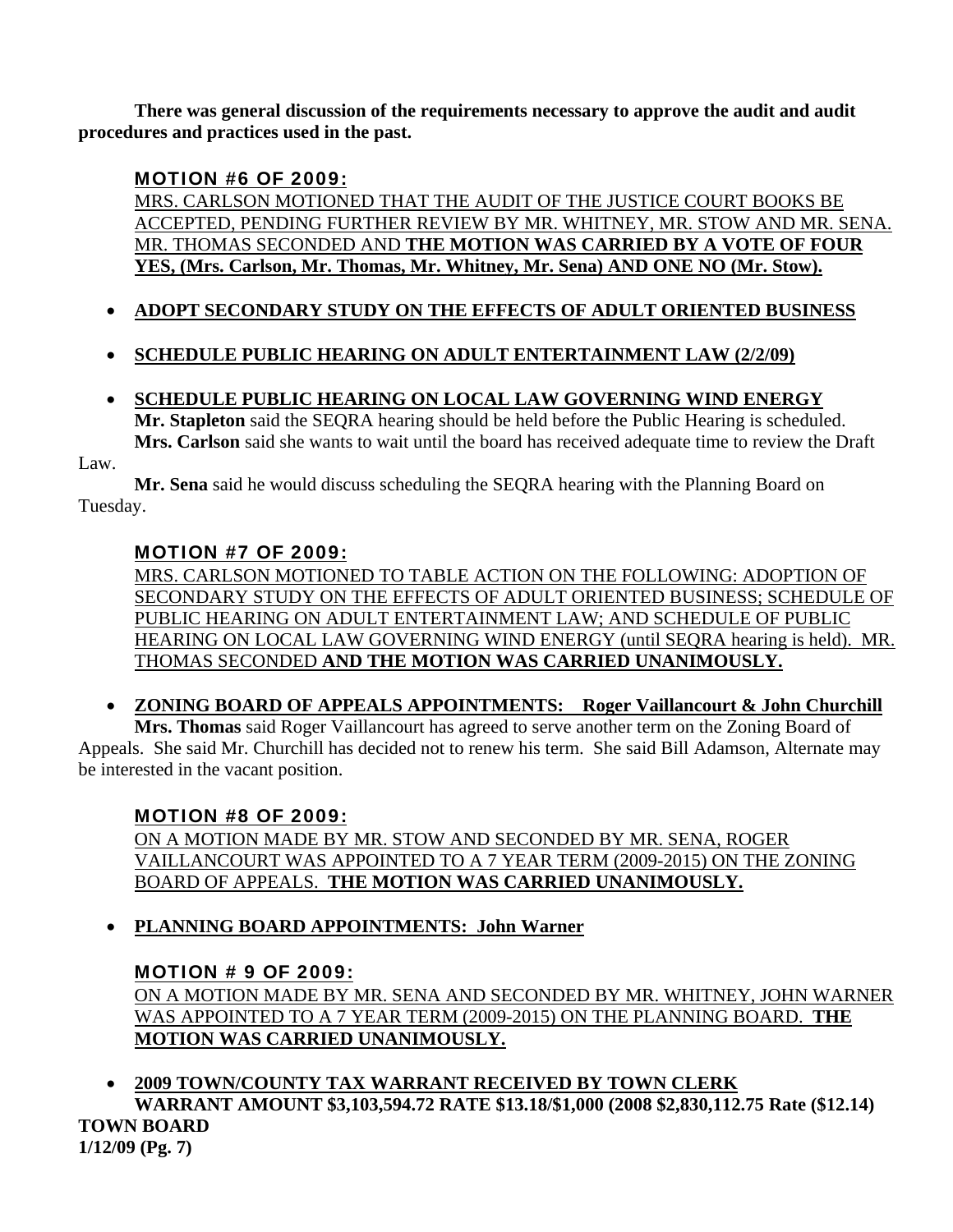**There was general discussion of the requirements necessary to approve the audit and audit procedures and practices used in the past.**

**MOTION #6 OF 2009:**

MRS. CARLSON MOTIONED THAT THE AUDIT OF THE JUSTICE COURT BOOKS BE ACCEPTED, PENDING FURTHER REVIEW BY MR. WHITNEY, MR. STOW AND MR. SENA. MR. THOMAS SECONDED AND **THE MOTION WAS CARRIED BY A VOTE OF FOUR YES, (Mrs. Carlson, Mr. Thomas, Mr. Whitney, Mr. Sena) AND ONE NO (Mr. Stow).**

- **ADOPT SECONDARY STUDY ON THE EFFECTS OF ADULT ORIENTED BUSINESS**
- **SCHEDULE PUBLIC HEARING ON ADULT ENTERTAINMENT LAW (2/2/09)**
- **SCHEDULE PUBLIC HEARING ON LOCAL LAW GOVERNING WIND ENERGY**

**Mr. Stapleton** said the SEQRA hearing should be held before the Public Hearing is scheduled.

**Mrs. Carlson** said she wants to wait until the board has received adequate time to review the Draft Law.

**Mr. Sena** said he would discuss scheduling the SEQRA hearing with the Planning Board on Tuesday.

**MOTION #7 OF 2009:**

MRS. CARLSON MOTIONED TO TABLE ACTION ON THE FOLLOWING: ADOPTION OF SECONDARY STUDY ON THE EFFECTS OF ADULT ORIENTED BUSINESS; SCHEDULE OF PUBLIC HEARING ON ADULT ENTERTAINMENT LAW; AND SCHEDULE OF PUBLIC HEARING ON LOCAL LAW GOVERNING WIND ENERGY (until SEQRA hearing is held). MR. THOMAS SECONDED **AND THE MOTION WAS CARRIED UNANIMOUSLY.**

- **ZONING BOARD OF APPEALS APPOINTMENTS: Roger Vaillancourt & John Churchill**

**Mrs. Thomas** said Roger Vaillancourt has agreed to serve another term on the Zoning Board of Appeals. She said Mr. Churchill has decided not to renew his term. She said Bill Adamson, Alternate may be interested in the vacant position.

**MOTION #8 OF 2009:**

ON A MOTION MADE BY MR. STOW AND SECONDED BY MR. SENA, ROGER VAILLANCOURT WAS APPOINTED TO A 7 YEAR TERM (2009-2015) ON THE ZONING BOARD OF APPEALS. **THE MOTION WAS CARRIED UNANIMOUSLY.**

- **PLANNING BOARD APPOINTMENTS: John Warner**

**MOTION # 9 OF 2009:**

ON A MOTION MADE BY MR. SENA AND SECONDED BY MR. WHITNEY, JOHN WARNER WAS APPOINTED TO A 7 YEAR TERM (2009-2015) ON THE PLANNING BOARD. **THE MOTION WAS CARRIED UNANIMOUSLY.**

- **2009 TOWN/COUNTY TAX WARRANT RECEIVED BY TOWN CLERK**

**WARRANT AMOUNT $3,103,594.72 RATE $13.18/$1,000 (2008 $2,830,112.75 Rate ($12.14)**

**TOWN BOARD**
**1/12/09 (Pg. 7)**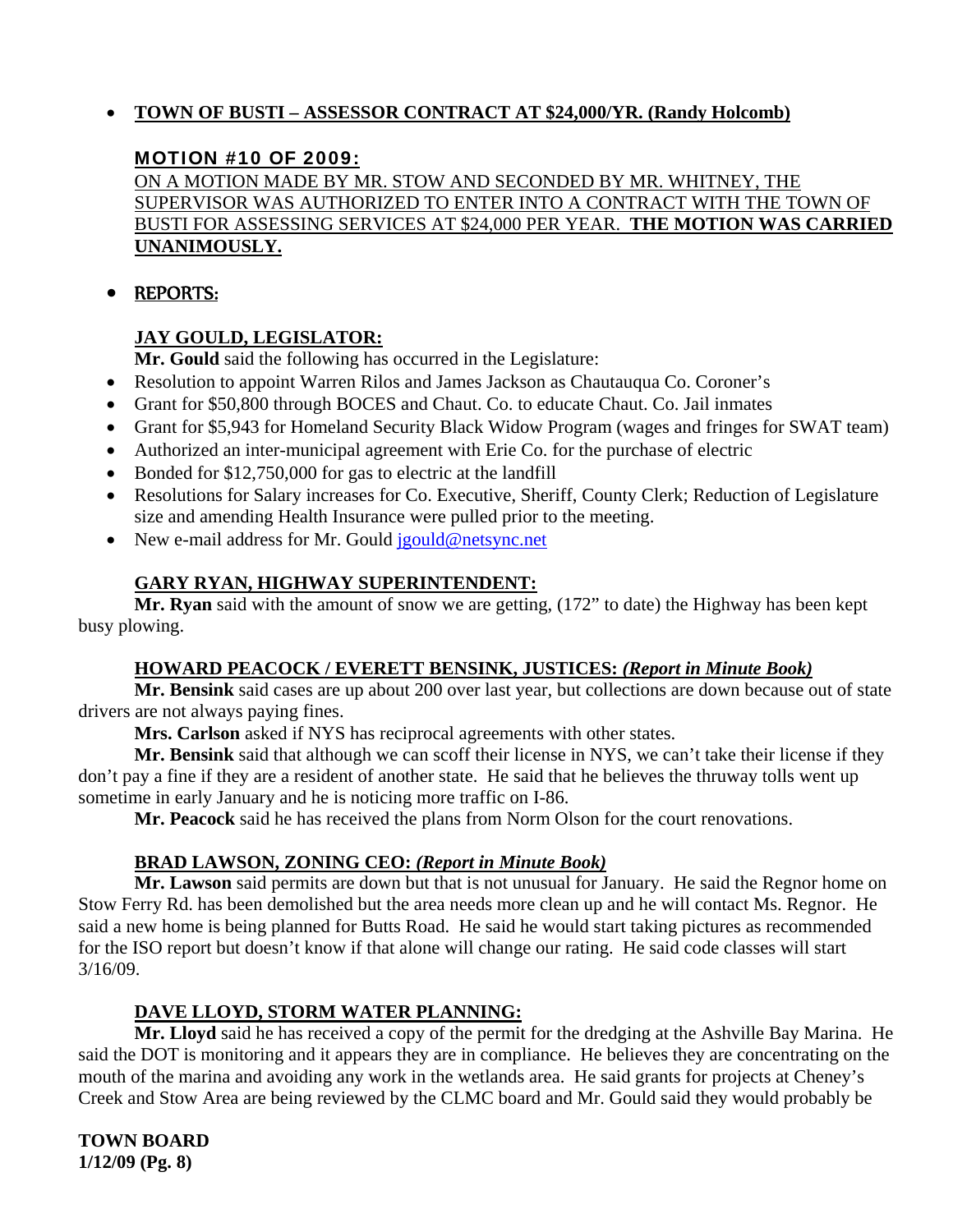- **TOWN OF BUSTI – ASSESSOR CONTRACT AT $24,000/YR. (Randy Holcomb)**

**MOTION #10 OF 2009:**

ON A MOTION MADE BY MR. STOW AND SECONDED BY MR. WHITNEY, THE SUPERVISOR WAS AUTHORIZED TO ENTER INTO A CONTRACT WITH THE TOWN OF BUSTI FOR ASSESSING SERVICES AT $24,000 PER YEAR. **THE MOTION WAS CARRIED UNANIMOUSLY.**

- **REPORTS:**

**JAY GOULD, LEGISLATOR:**

**Mr. Gould** said the following has occurred in the Legislature:

- Resolution to appoint Warren Rilos and James Jackson as Chautauqua Co. Coroner's
- Grant for $50,800 through BOCES and Chaut. Co. to educate Chaut. Co. Jail inmates
- Grant for $5,943 for Homeland Security Black Widow Program (wages and fringes for SWAT team)
- Authorized an inter-municipal agreement with Erie Co. for the purchase of electric
- Bonded for $12,750,000 for gas to electric at the landfill
- Resolutions for Salary increases for Co. Executive, Sheriff, County Clerk; Reduction of Legislature size and amending Health Insurance were pulled prior to the meeting.
- New e-mail address for Mr. Gould jgould@netsync.net

**GARY RYAN, HIGHWAY SUPERINTENDENT:**

**Mr. Ryan** said with the amount of snow we are getting, (172" to date) the Highway has been kept busy plowing.

**HOWARD PEACOCK / EVERETT BENSINK, JUSTICES:** ***(Report in Minute Book)***

**Mr. Bensink** said cases are up about 200 over last year, but collections are down because out of state drivers are not always paying fines.

**Mrs. Carlson** asked if NYS has reciprocal agreements with other states.

**Mr. Bensink** said that although we can scoff their license in NYS, we can't take their license if they don't pay a fine if they are a resident of another state. He said that he believes the thruway tolls went up sometime in early January and he is noticing more traffic on I-86.

**Mr. Peacock** said he has received the plans from Norm Olson for the court renovations.

**BRAD LAWSON, ZONING CEO:** ***(Report in Minute Book)***

**Mr. Lawson** said permits are down but that is not unusual for January. He said the Regnor home on Stow Ferry Rd. has been demolished but the area needs more clean up and he will contact Ms. Regnor. He said a new home is being planned for Butts Road. He said he would start taking pictures as recommended for the ISO report but doesn't know if that alone will change our rating. He said code classes will start 3/16/09.

**DAVE LLOYD, STORM WATER PLANNING:**

**Mr. Lloyd** said he has received a copy of the permit for the dredging at the Ashville Bay Marina. He said the DOT is monitoring and it appears they are in compliance. He believes they are concentrating on the mouth of the marina and avoiding any work in the wetlands area. He said grants for projects at Cheney's Creek and Stow Area are being reviewed by the CLMC board and Mr. Gould said they would probably be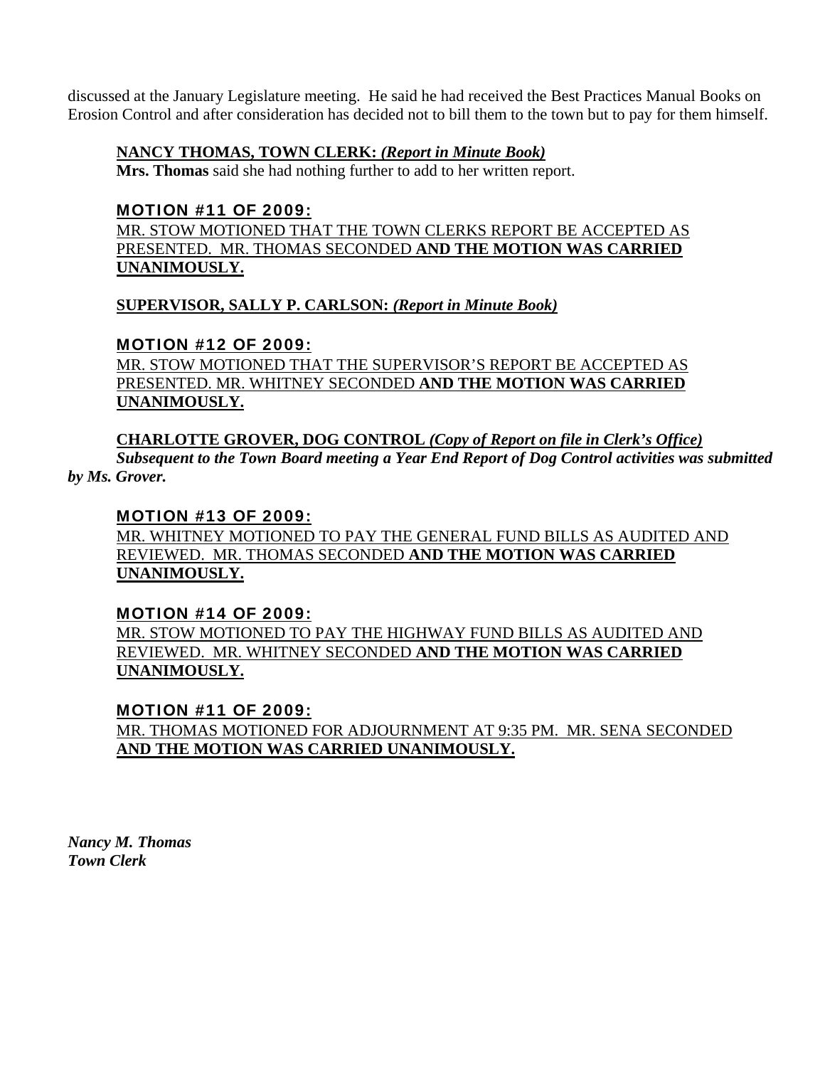discussed at the January Legislature meeting. He said he had received the Best Practices Manual Books on Erosion Control and after consideration has decided not to bill them to the town but to pay for them himself.

**NANCY THOMAS, TOWN CLERK:** ***(Report in Minute Book)***
**Mrs. Thomas** said she had nothing further to add to her written report.

**MOTION #11 OF 2009:**
MR. STOW MOTIONED THAT THE TOWN CLERKS REPORT BE ACCEPTED AS PRESENTED. MR. THOMAS SECONDED **AND THE MOTION WAS CARRIED UNANIMOUSLY.**

**SUPERVISOR, SALLY P. CARLSON:** ***(Report in Minute Book)***

**MOTION #12 OF 2009:**
MR. STOW MOTIONED THAT THE SUPERVISOR'S REPORT BE ACCEPTED AS PRESENTED. MR. WHITNEY SECONDED **AND THE MOTION WAS CARRIED UNANIMOUSLY.**

**CHARLOTTE GROVER, DOG CONTROL** ***(Copy of Report on file in Clerk's Office)***
***Subsequent to the Town Board meeting a Year End Report of Dog Control activities was submitted by Ms. Grover.***

**MOTION #13 OF 2009:**
MR. WHITNEY MOTIONED TO PAY THE GENERAL FUND BILLS AS AUDITED AND REVIEWED. MR. THOMAS SECONDED **AND THE MOTION WAS CARRIED UNANIMOUSLY.**

**MOTION #14 OF 2009:**
MR. STOW MOTIONED TO PAY THE HIGHWAY FUND BILLS AS AUDITED AND REVIEWED. MR. WHITNEY SECONDED **AND THE MOTION WAS CARRIED UNANIMOUSLY.**

**MOTION #11 OF 2009:**
MR. THOMAS MOTIONED FOR ADJOURNMENT AT 9:35 PM. MR. SENA SECONDED **AND THE MOTION WAS CARRIED UNANIMOUSLY.**

***Nancy M. Thomas***
***Town Clerk***